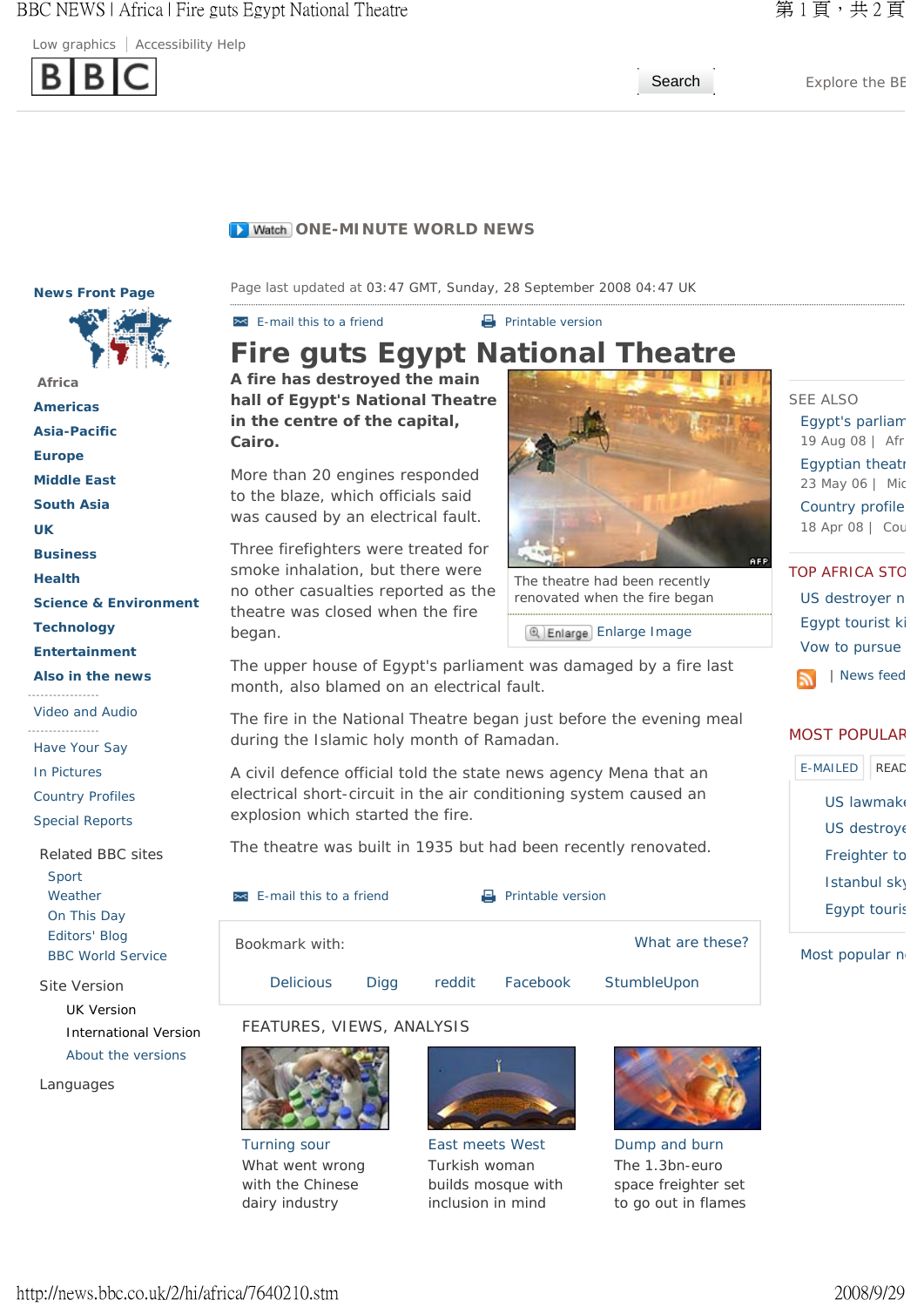Low graphics | Accessibility Help

BBC

Search

Explore the BB

Watch ONE-MINUTE WORLD NEWS

News Front Page

Africa

Americas

Asia-Pacific

Europe

Middle East

South Asia

UK

Business

Health

Science & Environment

Technology

Entertainment

Also in the news

Video and Audio

Have Your Say

In Pictures

Country Profiles

Special Reports

Related BBC sites

Sport

Weather

On This Day

Editors' Blog

BBC World Service

Site Version

UK Version

International Version

About the versions

Languages

Page last updated at 03:47 GMT, Sunday, 28 September 2008 04:47 UK

E-mail this to a friend | Printable version

# Fire guts Egypt National Theatre

**A fire has destroyed the main hall of Egypt's National Theatre in the centre of the capital, Cairo.**

The theatre had been recently renovated when the fire began

Enlarge Image

More than 20 engines responded to the blaze, which officials said was caused by an electrical fault.

Three firefighters were treated for smoke inhalation, but there were no other casualties reported as the theatre was closed when the fire began.

The upper house of Egypt's parliament was damaged by a fire last month, also blamed on an electrical fault.

The fire in the National Theatre began just before the evening meal during the Islamic holy month of Ramadan.

A civil defence official told the state news agency Mena that an electrical short-circuit in the air conditioning system caused an explosion which started the fire.

The theatre was built in 1935 but had been recently renovated.

E-mail this to a friend | Printable version

Bookmark with: What are these?

Delicious Digg reddit Facebook StumbleUpon

FEATURES, VIEWS, ANALYSIS

**Turning sour**
What went wrong with the Chinese dairy industry

**East meets West**
Turkish woman builds mosque with inclusion in mind

**Dump and burn**
The 1.3bn-euro space freighter set to go out in flames

SEE ALSO

Egypt's parliam
19 Aug 08 | Afr

Egyptian theatr
23 May 06 | Mic

Country profile
18 Apr 08 | Cou

TOP AFRICA STO

US destroyer n

Egypt tourist ki

Vow to pursue

| News feed

MOST POPULAR

E-MAILED | READ

US lawmake

US destroye

Freighter to

Istanbul sky

Egypt touris

Most popular n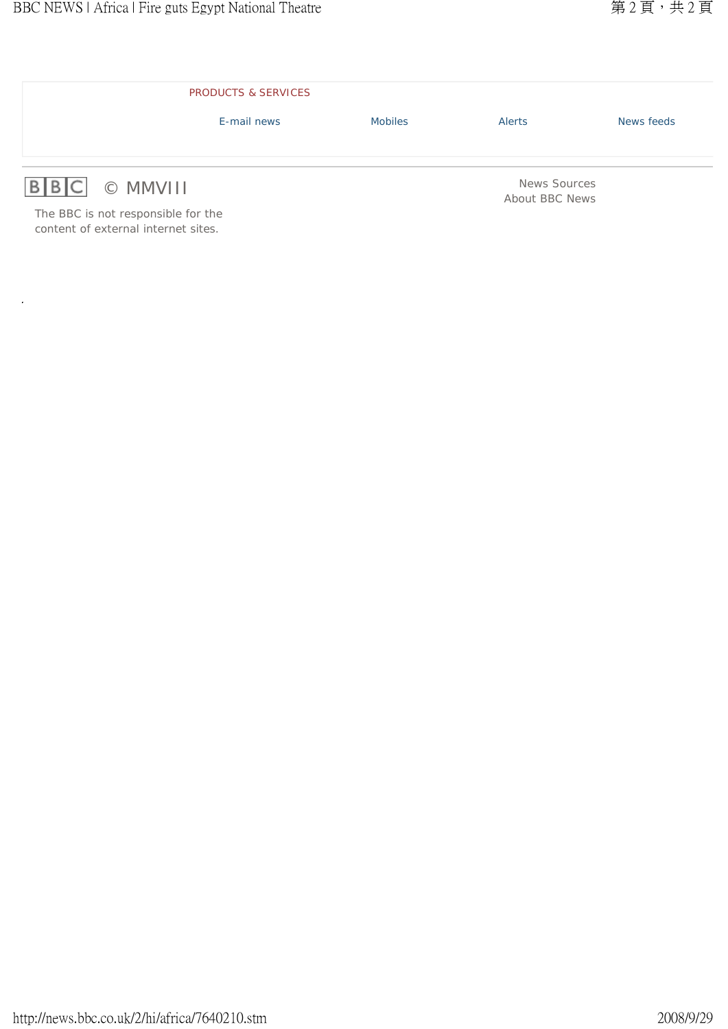PRODUCTS & SERVICES

E-mail news | Mobiles | Alerts | News feeds

BBC © MMVIII

The BBC is not responsible for the content of external internet sites.

News Sources
About BBC News